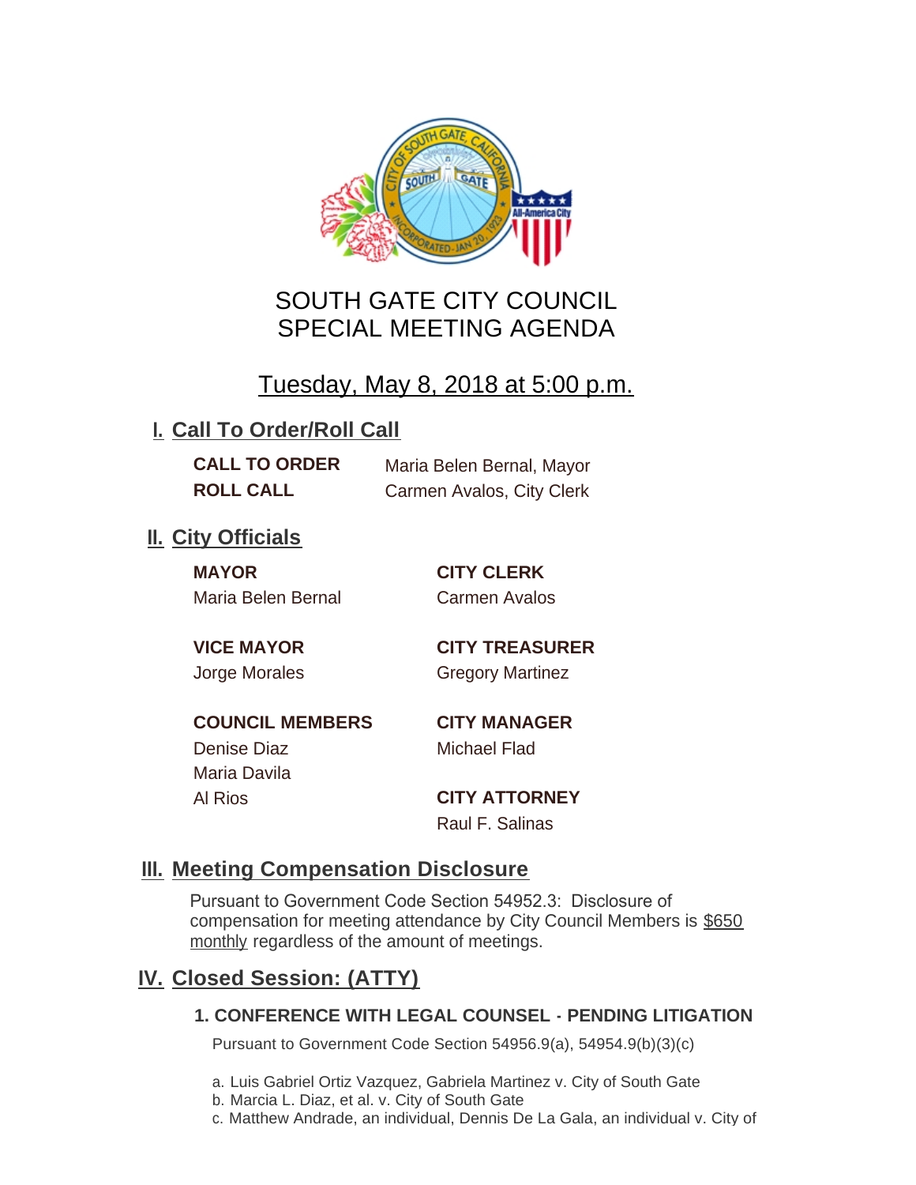# SOUTH GATE CITY COUNCIL
# SPECIAL MEETING AGENDA

## Tuesday, May 8, 2018 at 5:00 p.m.

## I. Call To Order/Roll Call

**CALL TO ORDER** Maria Belen Bernal, Mayor

**ROLL CALL** Carmen Avalos, City Clerk

## II. City Officials

**MAYOR**
Maria Belen Bernal

**VICE MAYOR**
Jorge Morales

**COUNCIL MEMBERS**
Denise Diaz
Maria Davila
Al Rios

**CITY CLERK**
Carmen Avalos

**CITY TREASURER**
Gregory Martinez

**CITY MANAGER**
Michael Flad

**CITY ATTORNEY**
Raul F. Salinas

## III. Meeting Compensation Disclosure

Pursuant to Government Code Section 54952.3: Disclosure of compensation for meeting attendance by City Council Members is $650 monthly regardless of the amount of meetings.

## IV. Closed Session: (ATTY)

### 1. CONFERENCE WITH LEGAL COUNSEL - PENDING LITIGATION

Pursuant to Government Code Section 54956.9(a), 54954.9(b)(3)(c)

a. Luis Gabriel Ortiz Vazquez, Gabriela Martinez v. City of South Gate
b. Marcia L. Diaz, et al. v. City of South Gate
c. Matthew Andrade, an individual, Dennis De La Gala, an individual v. City of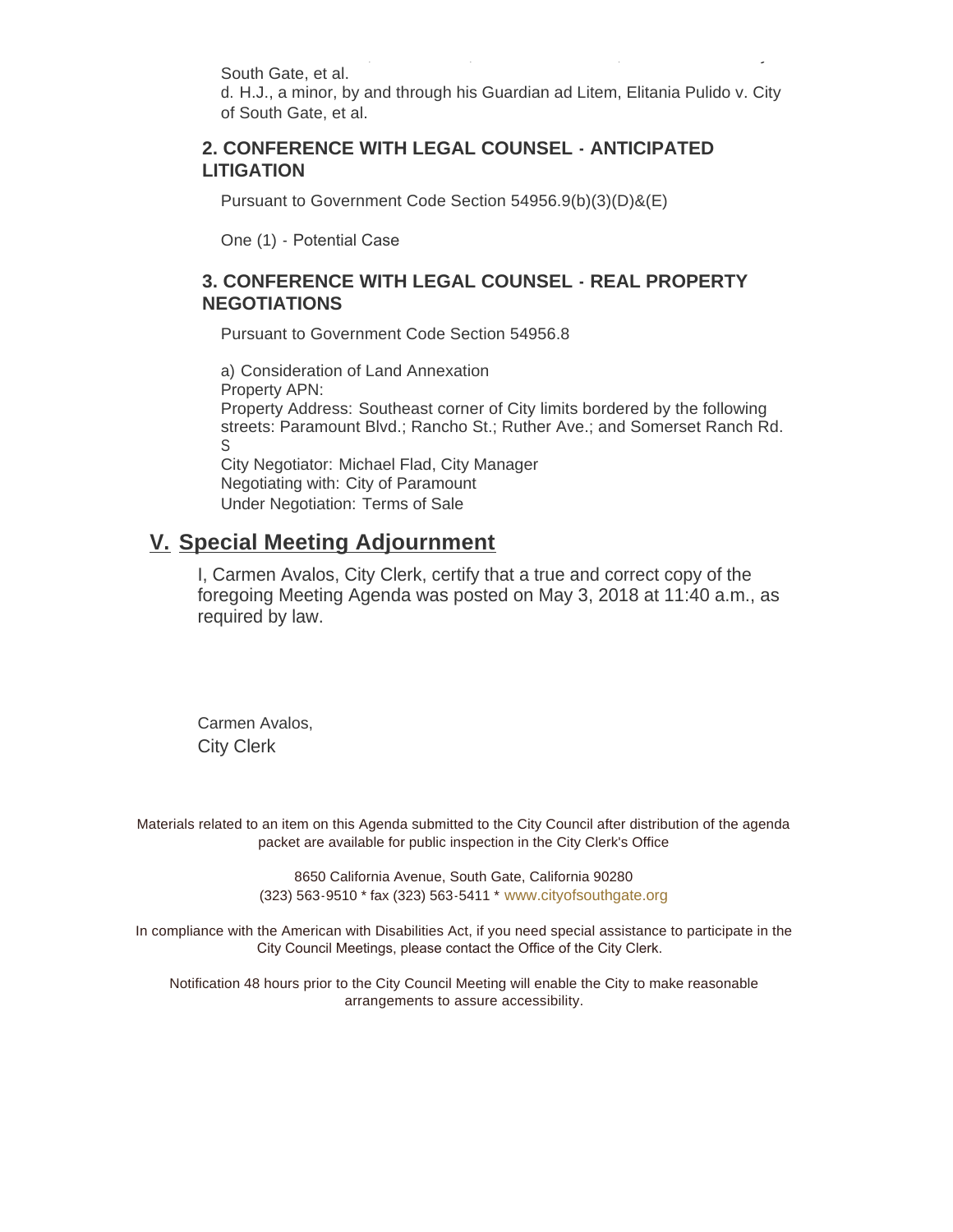South Gate, et al.

d. H.J., a minor, by and through his Guardian ad Litem, Elitania Pulido v. City of South Gate, et al.

### 2. CONFERENCE WITH LEGAL COUNSEL - ANTICIPATED LITIGATION

Pursuant to Government Code Section 54956.9(b)(3)(D)&(E)

One (1) - Potential Case

### 3. CONFERENCE WITH LEGAL COUNSEL - REAL PROPERTY NEGOTIATIONS

Pursuant to Government Code Section 54956.8

a) Consideration of Land Annexation
Property APN:
Property Address: Southeast corner of City limits bordered by the following streets: Paramount Blvd.; Rancho St.; Ruther Ave.; and Somerset Ranch Rd.
S
City Negotiator: Michael Flad, City Manager
Negotiating with: City of Paramount
Under Negotiation: Terms of Sale

## V. Special Meeting Adjournment

I, Carmen Avalos, City Clerk, certify that a true and correct copy of the foregoing Meeting Agenda was posted on May 3, 2018 at 11:40 a.m., as required by law.

Carmen Avalos,
City Clerk

Materials related to an item on this Agenda submitted to the City Council after distribution of the agenda packet are available for public inspection in the City Clerk's Office

8650 California Avenue, South Gate, California 90280
(323) 563-9510 * fax (323) 563-5411 * www.cityofsouthgate.org

In compliance with the American with Disabilities Act, if you need special assistance to participate in the City Council Meetings, please contact the Office of the City Clerk.

Notification 48 hours prior to the City Council Meeting will enable the City to make reasonable arrangements to assure accessibility.